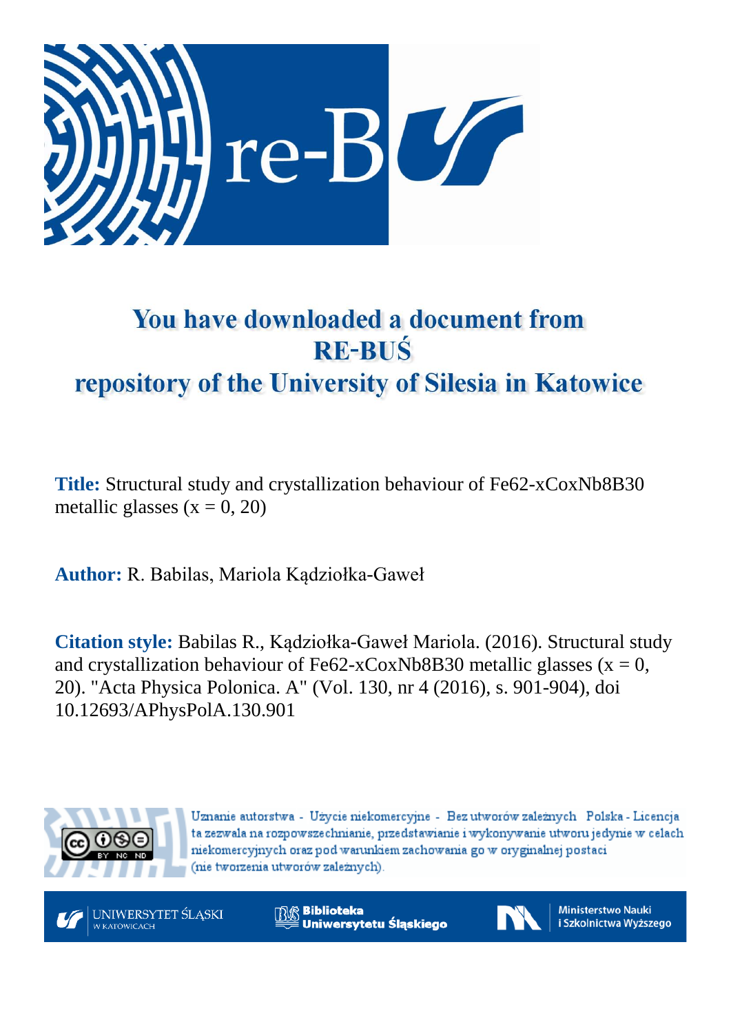# You have downloaded a document from RE-BUŚ repository of the University of Silesia in Katowice

**Title:** Structural study and crystallization behaviour of $Fe_{62-x}Co_xNb_8B_{30}$ metallic glasses ($x = 0, 20$)

**Author:** R. Babilas, Mariola Kądziołka-Gaweł

**Citation style:** Babilas R., Kądziołka-Gaweł Mariola. (2016). Structural study and crystallization behaviour of $Fe_{62-x}Co_xNb_8B_{30}$ metallic glasses ($x = 0$, 20). "Acta Physica Polonica. A" (Vol. 130, nr 4 (2016), s. 901-904), doi 10.12693/APhysPolA.130.901

Uznanie autorstwa - Użycie niekomercyjne - Bez utworów zależnych Polska - Licencja ta zezwala na rozpowszechnianie, przedstawianie i wykonywanie utworu jedynie w celach niekomercyjnych oraz pod warunkiem zachowania go w oryginalnej postaci (nie tworzenia utworów zależnych).

UNIWERSYTET ŚLĄSKI W KATOWICACH

Biblioteka Uniwersytetu Śląskiego

Ministerstwo Nauki i Szkolnictwa Wyższego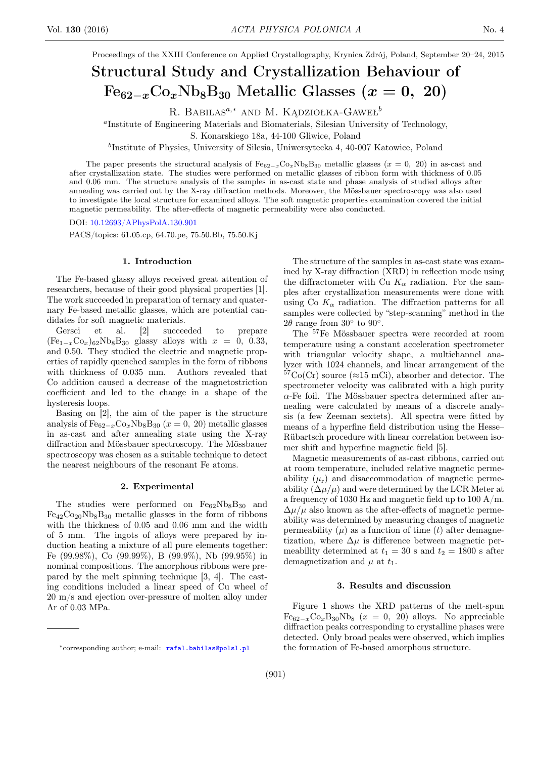Proceedings of the XXIII Conference on Applied Crystallography, Krynica Zdrój, Poland, September 20–24, 2015

# Structural Study and Crystallization Behaviour of $Fe_{62-x}Co_xNb_8B_{30}$ Metallic Glasses ($x = 0,\ 20$)

R. Babilas[a,*] and M. Kądziołka-Gaweł[b]

[a]Institute of Engineering Materials and Biomaterials, Silesian University of Technology, S. Konarskiego 18a, 44-100 Gliwice, Poland

[b]Institute of Physics, University of Silesia, Uniwersytecka 4, 40-007 Katowice, Poland

The paper presents the structural analysis of $Fe_{62-x}Co_xNb_8B_{30}$ metallic glasses ($x = 0,\ 20$) in as-cast and after crystallization state. The studies were performed on metallic glasses of ribbon form with thickness of 0.05 and 0.06 mm. The structure analysis of the samples in as-cast state and phase analysis of studied alloys after annealing was carried out by the X-ray diffraction methods. Moreover, the Mössbauer spectroscopy was also used to investigate the local structure for examined alloys. The soft magnetic properties examination covered the initial magnetic permeability. The after-effects of magnetic permeability were also conducted.

DOI: 10.12693/APhysPolA.130.901

PACS/topics: 61.05.cp, 64.70.pe, 75.50.Bb, 75.50.Kj

## 1. Introduction

The Fe-based glassy alloys received great attention of researchers, because of their good physical properties [1]. The work succeeded in preparation of ternary and quaternary Fe-based metallic glasses, which are potential candidates for soft magnetic materials.

Gersci et al. [2] succeeded to prepare $(Fe_{1-x}Co_x)_{62}Nb_8B_{30}$ glassy alloys with $x = 0$, 0.33, and 0.50. They studied the electric and magnetic properties of rapidly quenched samples in the form of ribbons with thickness of 0.035 mm. Authors revealed that Co addition caused a decrease of the magnetostriction coefficient and led to the change in a shape of the hysteresis loops.

Basing on [2], the aim of the paper is the structure analysis of $Fe_{62-x}Co_xNb_8B_{30}$ ($x = 0,\ 20$) metallic glasses in as-cast and after annealing state using the X-ray diffraction and Mössbauer spectroscopy. The Mössbauer spectroscopy was chosen as a suitable technique to detect the nearest neighbours of the resonant Fe atoms.

## 2. Experimental

The studies were performed on $Fe_{62}Nb_8B_{30}$ and $Fe_{42}Co_{20}Nb_8B_{30}$ metallic glasses in the form of ribbons with the thickness of 0.05 and 0.06 mm and the width of 5 mm. The ingots of alloys were prepared by induction heating a mixture of all pure elements together: Fe (99.98%), Co (99.99%), B (99.9%), Nb (99.95%) in nominal compositions. The amorphous ribbons were prepared by the melt spinning technique [3, 4]. The casting conditions included a linear speed of Cu wheel of 20 m/s and ejection over-pressure of molten alloy under Ar of 0.03 MPa.

The structure of the samples in as-cast state was examined by X-ray diffraction (XRD) in reflection mode using the diffractometer with Cu $K_\alpha$ radiation. For the samples after crystallization measurements were done with using Co $K_\alpha$ radiation. The diffraction patterns for all samples were collected by "step-scanning" method in the $2\theta$ range from 30° to 90°.

The $^{57}$Fe Mössbauer spectra were recorded at room temperature using a constant acceleration spectrometer with triangular velocity shape, a multichannel analyzer with 1024 channels, and linear arrangement of the $^{57}$Co(Cr) source (≈15 mCi), absorber and detector. The spectrometer velocity was calibrated with a high purity $\alpha$-Fe foil. The Mössbauer spectra determined after annealing were calculated by means of a discrete analysis (a few Zeeman sextets). All spectra were fitted by means of a hyperfine field distribution using the Hesse–Rübartsch procedure with linear correlation between isomer shift and hyperfine magnetic field [5].

Magnetic measurements of as-cast ribbons, carried out at room temperature, included relative magnetic permeability ($\mu_r$) and disaccommodation of magnetic permeability ($\Delta\mu/\mu$) and were determined by the LCR Meter at a frequency of 1030 Hz and magnetic field up to 100 A/m. $\Delta\mu/\mu$ also known as the after-effects of magnetic permeability was determined by measuring changes of magnetic permeability ($\mu$) as a function of time ($t$) after demagnetization, where $\Delta\mu$ is difference between magnetic permeability determined at $t_1 = 30$ s and $t_2 = 1800$ s after demagnetization and $\mu$ at $t_1$.

## 3. Results and discussion

Figure 1 shows the XRD patterns of the melt-spun $Fe_{62-x}Co_xB_{30}Nb_8$ ($x = 0,\ 20$) alloys. No appreciable diffraction peaks corresponding to crystalline phases were detected. Only broad peaks were observed, which implies the formation of Fe-based amorphous structure.

*corresponding author; e-mail: rafal.babilas@polsl.pl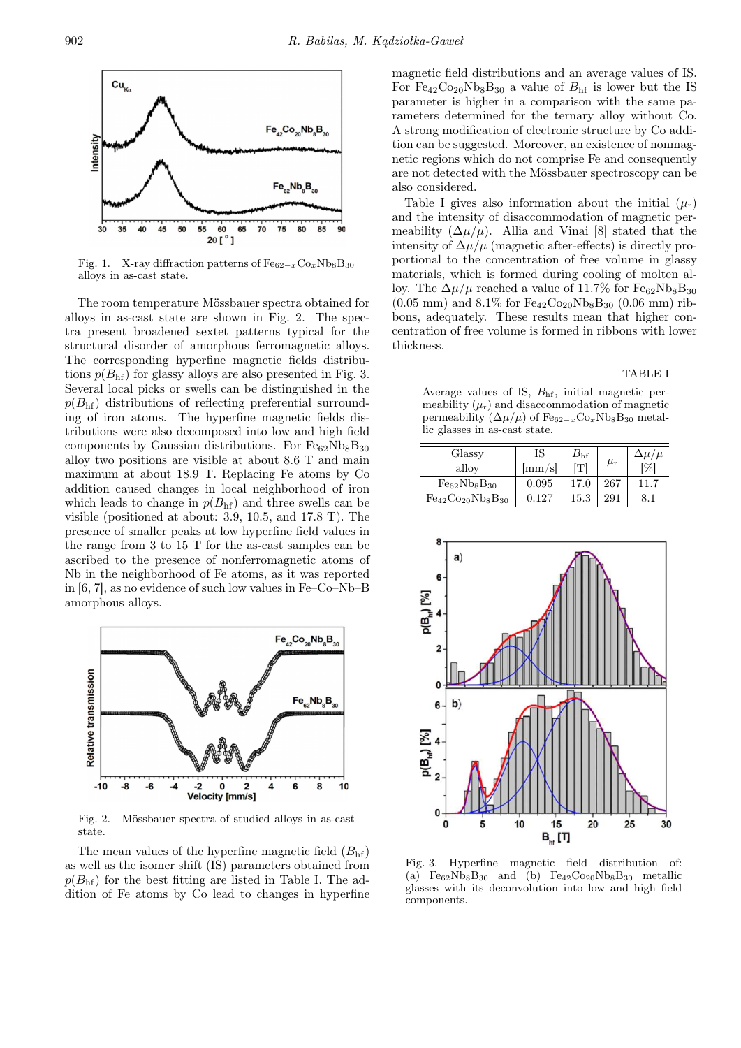Fig. 1. X-ray diffraction patterns of $Fe_{62-x}Co_xNb_8B_{30}$ alloys in as-cast state.

The room temperature Mössbauer spectra obtained for alloys in as-cast state are shown in Fig. 2. The spectra present broadened sextet patterns typical for the structural disorder of amorphous ferromagnetic alloys. The corresponding hyperfine magnetic fields distributions $p(B_{hf})$ for glassy alloys are also presented in Fig. 3. Several local picks or swells can be distinguished in the $p(B_{hf})$ distributions of reflecting preferential surrounding of iron atoms. The hyperfine magnetic fields distributions were also decomposed into low and high field components by Gaussian distributions. For $Fe_{62}Nb_8B_{30}$ alloy two positions are visible at about 8.6 T and main maximum at about 18.9 T. Replacing Fe atoms by Co addition caused changes in local neighborhood of iron which leads to change in $p(B_{hf})$ and three swells can be visible (positioned at about: 3.9, 10.5, and 17.8 T). The presence of smaller peaks at low hyperfine field values in the range from 3 to 15 T for the as-cast samples can be ascribed to the presence of nonferromagnetic atoms of Nb in the neighborhood of Fe atoms, as it was reported in [6, 7], as no evidence of such low values in Fe–Co–Nb–B amorphous alloys.

Fig. 2. Mössbauer spectra of studied alloys in as-cast state.

The mean values of the hyperfine magnetic field ($B_{hf}$) as well as the isomer shift (IS) parameters obtained from $p(B_{hf})$ for the best fitting are listed in Table I. The addition of Fe atoms by Co lead to changes in hyperfine magnetic field distributions and an average values of IS. For $Fe_{42}Co_{20}Nb_8B_{30}$ a value of $B_{hf}$ is lower but the IS parameter is higher in a comparison with the same parameters determined for the ternary alloy without Co. A strong modification of electronic structure by Co addition can be suggested. Moreover, an existence of nonmagnetic regions which do not comprise Fe and consequently are not detected with the Mössbauer spectroscopy can be also considered.

Table I gives also information about the initial ($\mu_r$) and the intensity of disaccommodation of magnetic permeability ($\Delta\mu/\mu$). Allia and Vinai [8] stated that the intensity of $\Delta\mu/\mu$ (magnetic after-effects) is directly proportional to the concentration of free volume in glassy materials, which is formed during cooling of molten alloy. The $\Delta\mu/\mu$ reached a value of 11.7% for $Fe_{62}Nb_8B_{30}$ (0.05 mm) and 8.1% for $Fe_{42}Co_{20}Nb_8B_{30}$ (0.06 mm) ribbons, adequately. These results mean that higher concentration of free volume is formed in ribbons with lower thickness.

TABLE I

Average values of IS, $B_{hf}$, initial magnetic permeability ($\mu_r$) and disaccommodation of magnetic permeability ($\Delta\mu/\mu$) of $Fe_{62-x}Co_xNb_8B_{30}$ metallic glasses in as-cast state.

| Glassy alloy | IS [mm/s] | $B_{hf}$ [T] | $\mu_r$ | $\Delta\mu/\mu$ [%] |
|---|---|---|---|---|
| $Fe_{62}Nb_8B_{30}$ | 0.095 | 17.0 | 267 | 11.7 |
| $Fe_{42}Co_{20}Nb_8B_{30}$ | 0.127 | 15.3 | 291 | 8.1 |

Fig. 3. Hyperfine magnetic field distribution of: (a) $Fe_{62}Nb_8B_{30}$ and (b) $Fe_{42}Co_{20}Nb_8B_{30}$ metallic glasses with its deconvolution into low and high field components.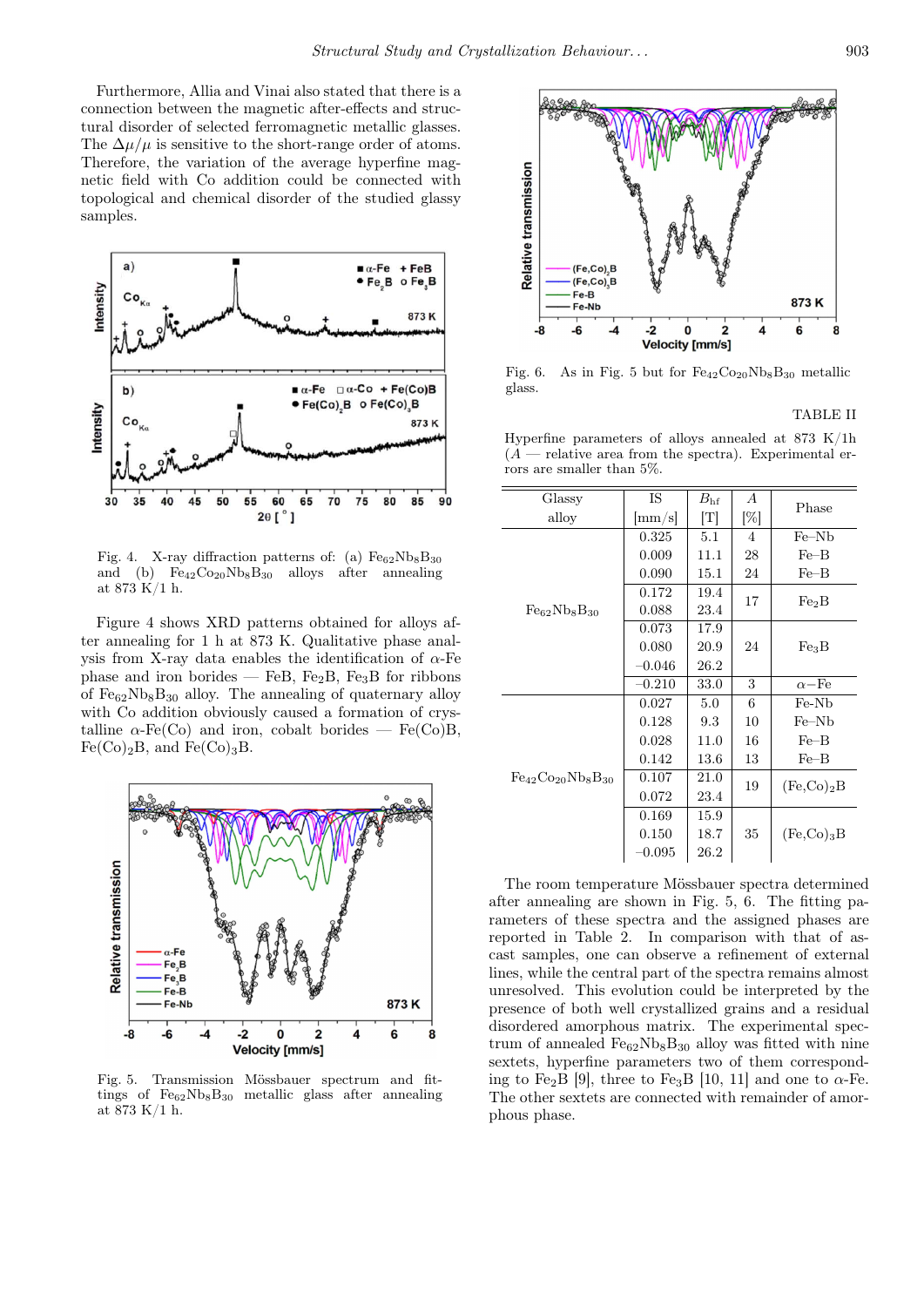Furthermore, Allia and Vinai also stated that there is a connection between the magnetic after-effects and structural disorder of selected ferromagnetic metallic glasses. The $\Delta\mu/\mu$ is sensitive to the short-range order of atoms. Therefore, the variation of the average hyperfine magnetic field with Co addition could be connected with topological and chemical disorder of the studied glassy samples.

Fig. 4. X-ray diffraction patterns of: (a) $Fe_{62}Nb_8B_{30}$ and (b) $Fe_{42}Co_{20}Nb_8B_{30}$ alloys after annealing at 873 K/1 h.

Figure 4 shows XRD patterns obtained for alloys after annealing for 1 h at 873 K. Qualitative phase analysis from X-ray data enables the identification of α-Fe phase and iron borides — FeB, $Fe_2B$, $Fe_3B$ for ribbons of $Fe_{62}Nb_8B_{30}$ alloy. The annealing of quaternary alloy with Co addition obviously caused a formation of crystalline α-Fe(Co) and iron, cobalt borides — Fe(Co)B, $Fe(Co)_2B$, and $Fe(Co)_3B$.

Fig. 5. Transmission Mössbauer spectrum and fittings of $Fe_{62}Nb_8B_{30}$ metallic glass after annealing at 873 K/1 h.

Fig. 6. As in Fig. 5 but for $Fe_{42}Co_{20}Nb_8B_{30}$ metallic glass.

TABLE II

Hyperfine parameters of alloys annealed at 873 K/1h (A — relative area from the spectra). Experimental errors are smaller than 5%.

| Glassy alloy | IS [mm/s] | $B_{hf}$ [T] | A [%] | Phase |
|---|---|---|---|---|
| $Fe_{62}Nb_8B_{30}$ | 0.325 | 5.1 | 4 | Fe–Nb |
| | 0.009 | 11.1 | 28 | Fe–B |
| | 0.090 | 15.1 | 24 | Fe–B |
| | 0.172 | 19.4 | 17 | $Fe_2B$ |
| | 0.088 | 23.4 | | |
| | 0.073 | 17.9 | 24 | $Fe_3B$ |
| | 0.080 | 20.9 | | |
| | −0.046 | 26.2 | | |
| | −0.210 | 33.0 | 3 | α−Fe |
| $Fe_{42}Co_{20}Nb_8B_{30}$ | 0.027 | 5.0 | 6 | Fe-Nb |
| | 0.128 | 9.3 | 10 | Fe–Nb |
| | 0.028 | 11.0 | 16 | Fe–B |
| | 0.142 | 13.6 | 13 | Fe–B |
| | 0.107 | 21.0 | 19 | $(Fe,Co)_2B$ |
| | 0.072 | 23.4 | | |
| | 0.169 | 15.9 | 35 | $(Fe,Co)_3B$ |
| | 0.150 | 18.7 | | |
| | −0.095 | 26.2 | | |

The room temperature Mössbauer spectra determined after annealing are shown in Fig. 5, 6. The fitting parameters of these spectra and the assigned phases are reported in Table 2. In comparison with that of as-cast samples, one can observe a refinement of external lines, while the central part of the spectra remains almost unresolved. This evolution could be interpreted by the presence of both well crystallized grains and a residual disordered amorphous matrix. The experimental spectrum of annealed $Fe_{62}Nb_8B_{30}$ alloy was fitted with nine sextets, hyperfine parameters two of them corresponding to $Fe_2B$ [9], three to $Fe_3B$ [10, 11] and one to α-Fe. The other sextets are connected with remainder of amorphous phase.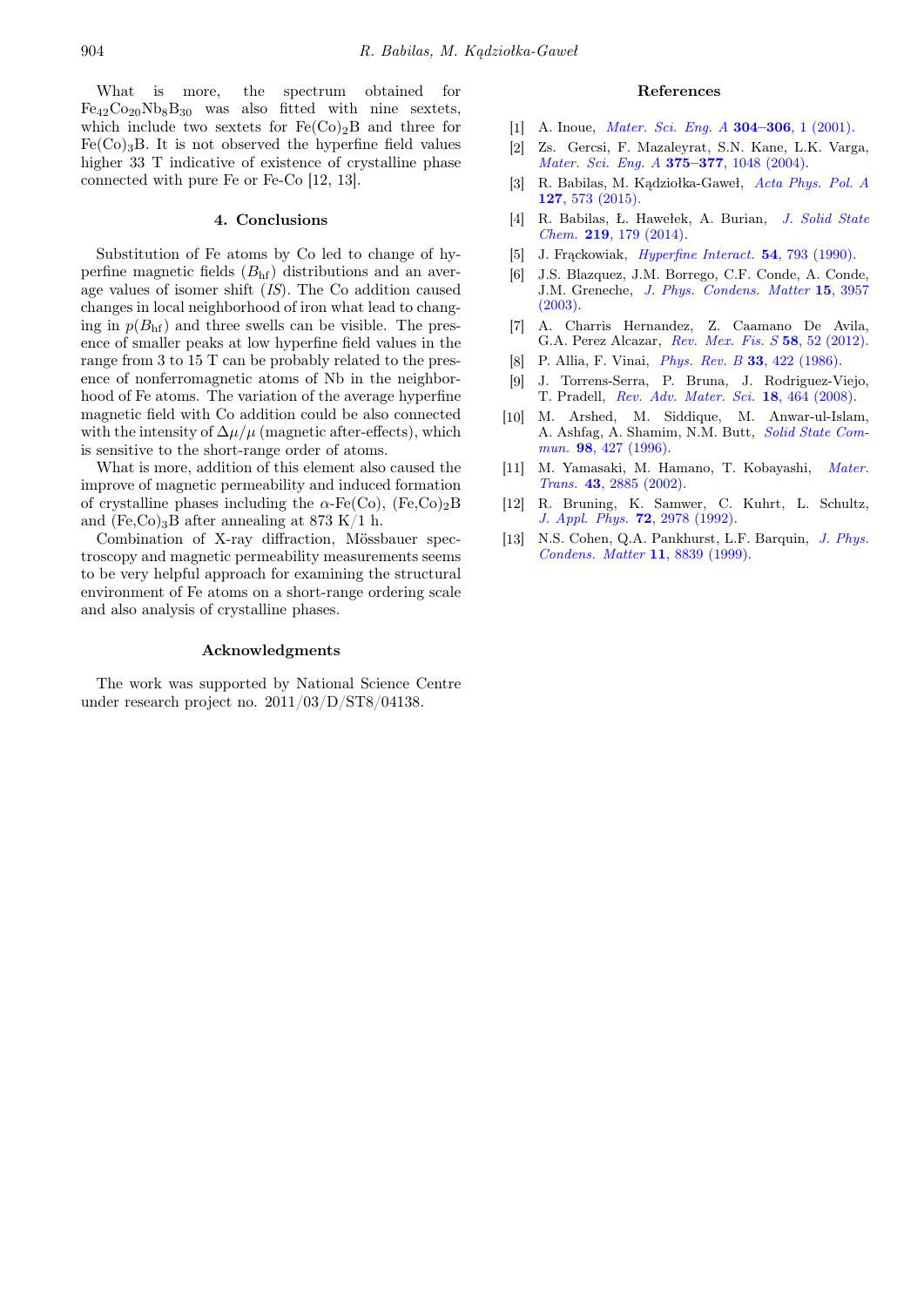What is more, the spectrum obtained for $Fe_{42}Co_{20}Nb_8B_{30}$ was also fitted with nine sextets, which include two sextets for $Fe(Co)_2B$ and three for $Fe(Co)_3B$. It is not observed the hyperfine field values higher 33 T indicative of existence of crystalline phase connected with pure Fe or Fe-Co [12, 13].

## 4. Conclusions

Substitution of Fe atoms by Co led to change of hyperfine magnetic fields ($B_{hf}$) distributions and an average values of isomer shift (*IS*). The Co addition caused changes in local neighborhood of iron what lead to changing in $p(B_{hf})$ and three swells can be visible. The presence of smaller peaks at low hyperfine field values in the range from 3 to 15 T can be probably related to the presence of nonferromagnetic atoms of Nb in the neighborhood of Fe atoms. The variation of the average hyperfine magnetic field with Co addition could be also connected with the intensity of $\Delta\mu/\mu$ (magnetic after-effects), which is sensitive to the short-range order of atoms.

What is more, addition of this element also caused the improve of magnetic permeability and induced formation of crystalline phases including the $\alpha$-Fe(Co), $(Fe,Co)_2B$ and $(Fe,Co)_3B$ after annealing at 873 K/1 h.

Combination of X-ray diffraction, Mössbauer spectroscopy and magnetic permeability measurements seems to be very helpful approach for examining the structural environment of Fe atoms on a short-range ordering scale and also analysis of crystalline phases.

## Acknowledgments

The work was supported by National Science Centre under research project no. 2011/03/D/ST8/04138.

## References

[1] A. Inoue, *Mater. Sci. Eng. A* **304–306**, 1 (2001).

[2] Zs. Gercsi, F. Mazaleyrat, S.N. Kane, L.K. Varga, *Mater. Sci. Eng. A* **375–377**, 1048 (2004).

[3] R. Babilas, M. Kądziołka-Gaweł, *Acta Phys. Pol. A* **127**, 573 (2015).

[4] R. Babilas, Ł. Hawełek, A. Burian, *J. Solid State Chem.* **219**, 179 (2014).

[5] J. Frąckowiak, *Hyperfine Interact.* **54**, 793 (1990).

[6] J.S. Blazquez, J.M. Borrego, C.F. Conde, A. Conde, J.M. Greneche, *J. Phys. Condens. Matter* **15**, 3957 (2003).

[7] A. Charris Hernandez, Z. Caamano De Avila, G.A. Perez Alcazar, *Rev. Mex. Fis. S* **58**, 52 (2012).

[8] P. Allia, F. Vinai, *Phys. Rev. B* **33**, 422 (1986).

[9] J. Torrens-Serra, P. Bruna, J. Rodriguez-Viejo, T. Pradell, *Rev. Adv. Mater. Sci.* **18**, 464 (2008).

[10] M. Arshed, M. Siddique, M. Anwar-ul-Islam, A. Ashfag, A. Shamim, N.M. Butt, *Solid State Commun.* **98**, 427 (1996).

[11] M. Yamasaki, M. Hamano, T. Kobayashi, *Mater. Trans.* **43**, 2885 (2002).

[12] R. Bruning, K. Samwer, C. Kuhrt, L. Schultz, *J. Appl. Phys.* **72**, 2978 (1992).

[13] N.S. Cohen, Q.A. Pankhurst, L.F. Barquin, *J. Phys. Condens. Matter* **11**, 8839 (1999).